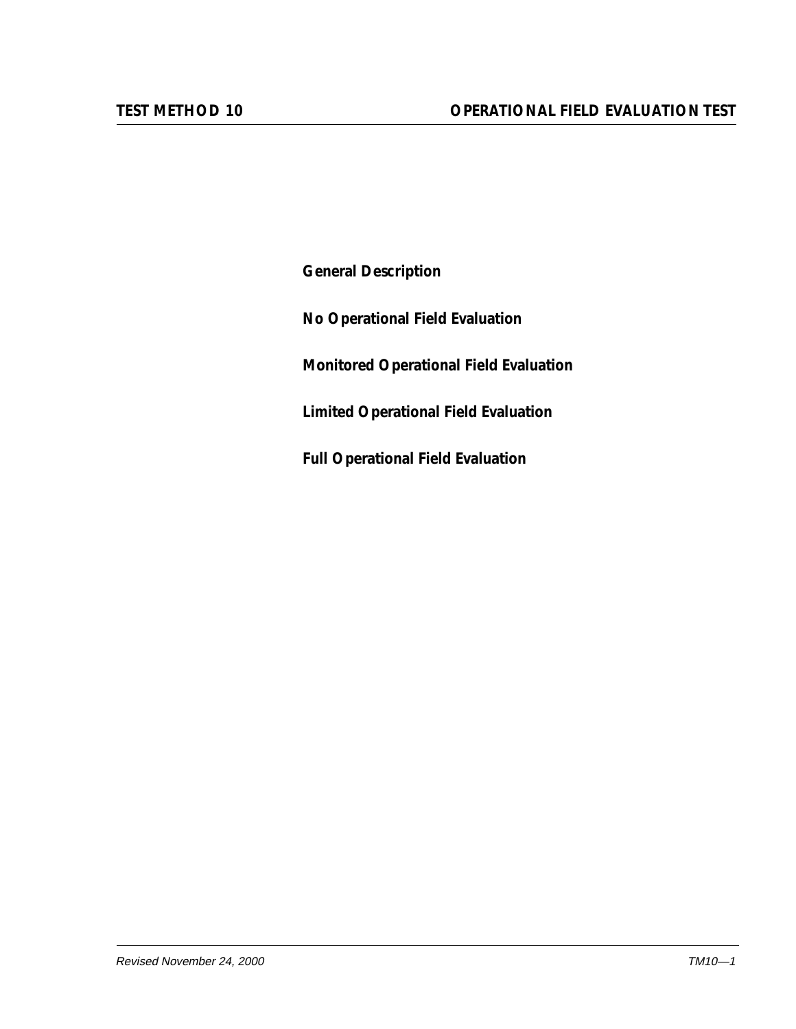# TEST METHOD 10 — OPERATIONAL FIELD EVALUATION TEST

**General Description**

**No Operational Field Evaluation**

**Monitored Operational Field Evaluation**

**Limited Operational Field Evaluation**

**Full Operational Field Evaluation**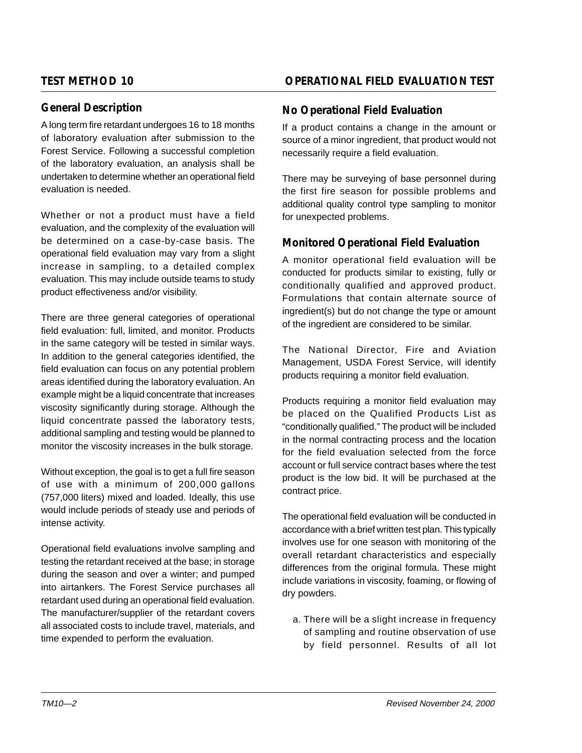## TEST METHOD 10 — OPERATIONAL FIELD EVALUATION TEST

### General Description

A long term fire retardant undergoes 16 to 18 months of laboratory evaluation after submission to the Forest Service. Following a successful completion of the laboratory evaluation, an analysis shall be undertaken to determine whether an operational field evaluation is needed.

Whether or not a product must have a field evaluation, and the complexity of the evaluation will be determined on a case-by-case basis. The operational field evaluation may vary from a slight increase in sampling, to a detailed complex evaluation. This may include outside teams to study product effectiveness and/or visibility.

There are three general categories of operational field evaluation: full, limited, and monitor. Products in the same category will be tested in similar ways. In addition to the general categories identified, the field evaluation can focus on any potential problem areas identified during the laboratory evaluation. An example might be a liquid concentrate that increases viscosity significantly during storage. Although the liquid concentrate passed the laboratory tests, additional sampling and testing would be planned to monitor the viscosity increases in the bulk storage.

Without exception, the goal is to get a full fire season of use with a minimum of 200,000 gallons (757,000 liters) mixed and loaded. Ideally, this use would include periods of steady use and periods of intense activity.

Operational field evaluations involve sampling and testing the retardant received at the base; in storage during the season and over a winter; and pumped into airtankers. The Forest Service purchases all retardant used during an operational field evaluation. The manufacturer/supplier of the retardant covers all associated costs to include travel, materials, and time expended to perform the evaluation.

### No Operational Field Evaluation

If a product contains a change in the amount or source of a minor ingredient, that product would not necessarily require a field evaluation.

There may be surveying of base personnel during the first fire season for possible problems and additional quality control type sampling to monitor for unexpected problems.

### Monitored Operational Field Evaluation

A monitor operational field evaluation will be conducted for products similar to existing, fully or conditionally qualified and approved product. Formulations that contain alternate source of ingredient(s) but do not change the type or amount of the ingredient are considered to be similar.

The National Director, Fire and Aviation Management, USDA Forest Service, will identify products requiring a monitor field evaluation.

Products requiring a monitor field evaluation may be placed on the Qualified Products List as "conditionally qualified." The product will be included in the normal contracting process and the location for the field evaluation selected from the force account or full service contract bases where the test product is the low bid. It will be purchased at the contract price.

The operational field evaluation will be conducted in accordance with a brief written test plan. This typically involves use for one season with monitoring of the overall retardant characteristics and especially differences from the original formula. These might include variations in viscosity, foaming, or flowing of dry powders.

a. There will be a slight increase in frequency of sampling and routine observation of use by field personnel. Results of all lot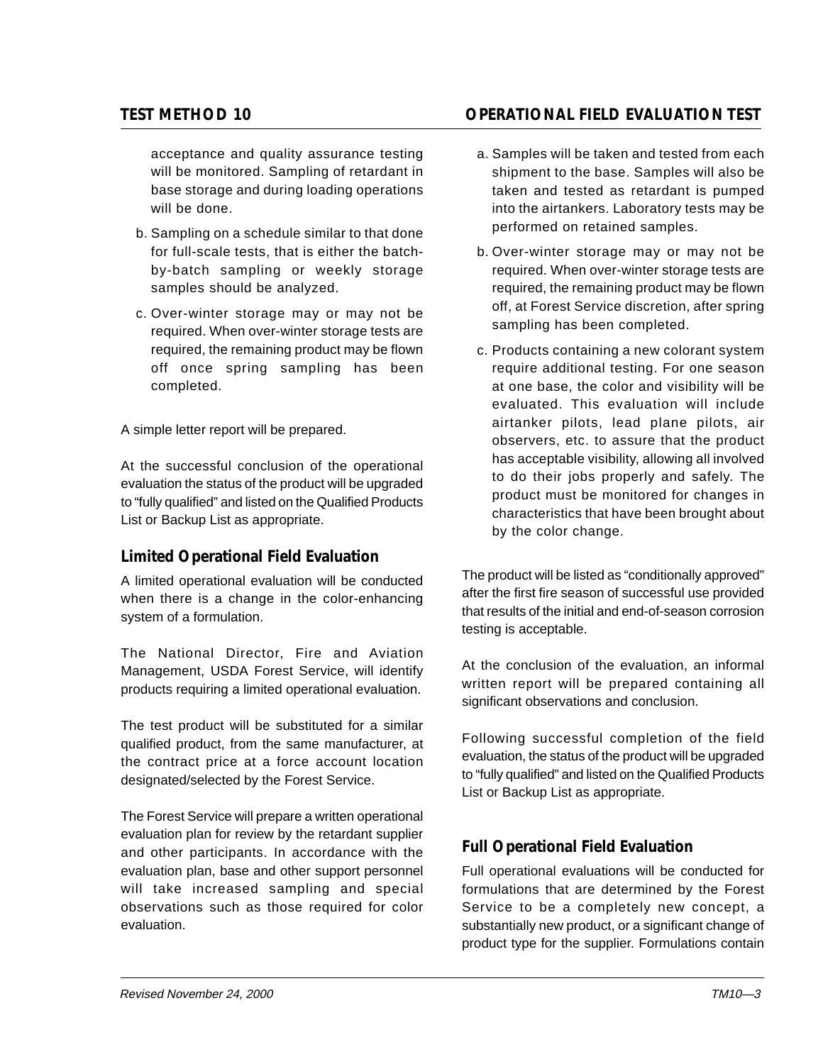acceptance and quality assurance testing will be monitored. Sampling of retardant in base storage and during loading operations will be done.

b. Sampling on a schedule similar to that done for full-scale tests, that is either the batch-by-batch sampling or weekly storage samples should be analyzed.

c. Over-winter storage may or may not be required. When over-winter storage tests are required, the remaining product may be flown off once spring sampling has been completed.

A simple letter report will be prepared.

At the successful conclusion of the operational evaluation the status of the product will be upgraded to "fully qualified" and listed on the Qualified Products List or Backup List as appropriate.

## Limited Operational Field Evaluation

A limited operational evaluation will be conducted when there is a change in the color-enhancing system of a formulation.

The National Director, Fire and Aviation Management, USDA Forest Service, will identify products requiring a limited operational evaluation.

The test product will be substituted for a similar qualified product, from the same manufacturer, at the contract price at a force account location designated/selected by the Forest Service.

The Forest Service will prepare a written operational evaluation plan for review by the retardant supplier and other participants. In accordance with the evaluation plan, base and other support personnel will take increased sampling and special observations such as those required for color evaluation.

a. Samples will be taken and tested from each shipment to the base. Samples will also be taken and tested as retardant is pumped into the airtankers. Laboratory tests may be performed on retained samples.

b. Over-winter storage may or may not be required. When over-winter storage tests are required, the remaining product may be flown off, at Forest Service discretion, after spring sampling has been completed.

c. Products containing a new colorant system require additional testing. For one season at one base, the color and visibility will be evaluated. This evaluation will include airtanker pilots, lead plane pilots, air observers, etc. to assure that the product has acceptable visibility, allowing all involved to do their jobs properly and safely. The product must be monitored for changes in characteristics that have been brought about by the color change.

The product will be listed as "conditionally approved" after the first fire season of successful use provided that results of the initial and end-of-season corrosion testing is acceptable.

At the conclusion of the evaluation, an informal written report will be prepared containing all significant observations and conclusion.

Following successful completion of the field evaluation, the status of the product will be upgraded to "fully qualified" and listed on the Qualified Products List or Backup List as appropriate.

## Full Operational Field Evaluation

Full operational evaluations will be conducted for formulations that are determined by the Forest Service to be a completely new concept, a substantially new product, or a significant change of product type for the supplier. Formulations contain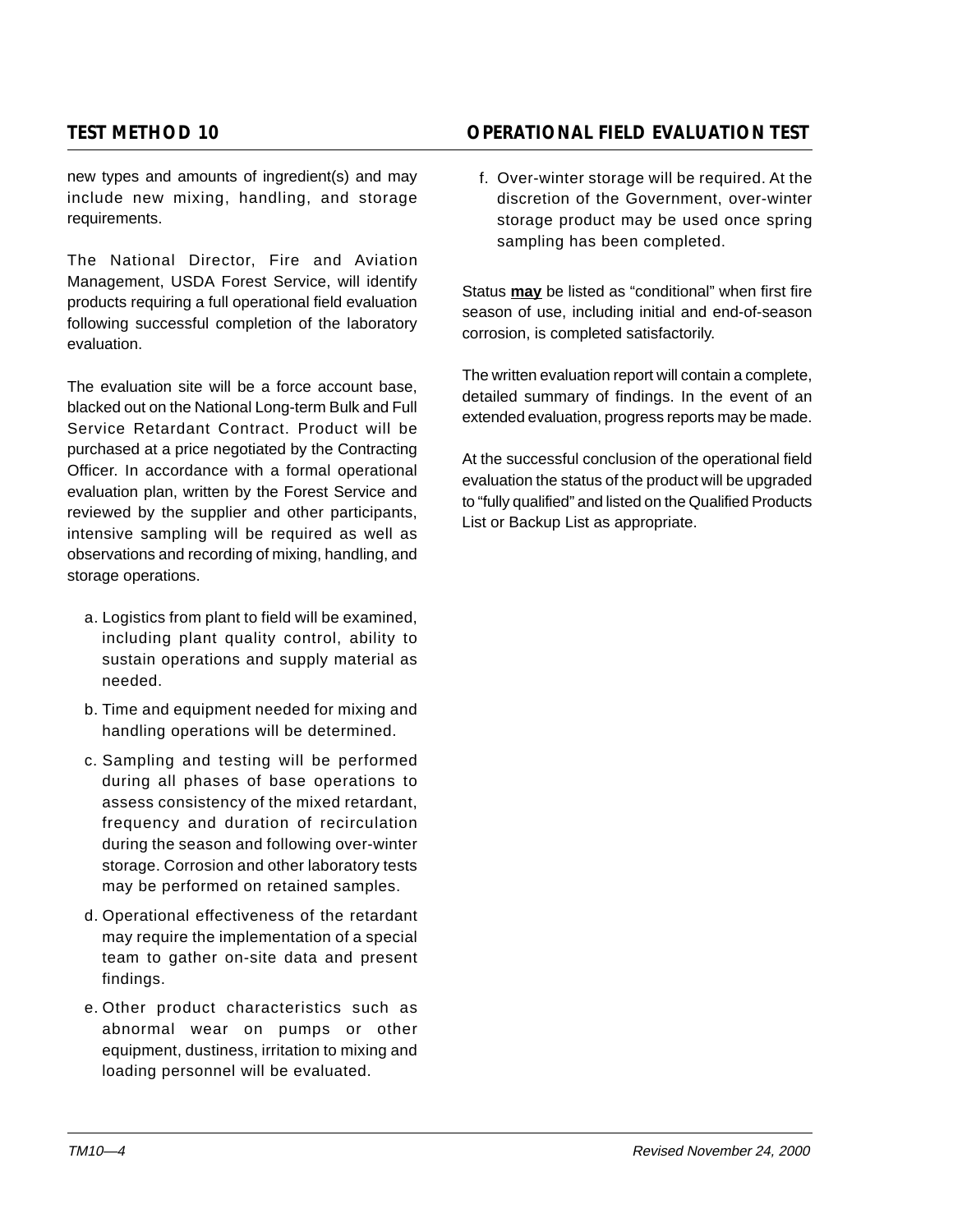new types and amounts of ingredient(s) and may include new mixing, handling, and storage requirements.

The National Director, Fire and Aviation Management, USDA Forest Service, will identify products requiring a full operational field evaluation following successful completion of the laboratory evaluation.

The evaluation site will be a force account base, blacked out on the National Long-term Bulk and Full Service Retardant Contract. Product will be purchased at a price negotiated by the Contracting Officer. In accordance with a formal operational evaluation plan, written by the Forest Service and reviewed by the supplier and other participants, intensive sampling will be required as well as observations and recording of mixing, handling, and storage operations.

a. Logistics from plant to field will be examined, including plant quality control, ability to sustain operations and supply material as needed.

b. Time and equipment needed for mixing and handling operations will be determined.

c. Sampling and testing will be performed during all phases of base operations to assess consistency of the mixed retardant, frequency and duration of recirculation during the season and following over-winter storage. Corrosion and other laboratory tests may be performed on retained samples.

d. Operational effectiveness of the retardant may require the implementation of a special team to gather on-site data and present findings.

e. Other product characteristics such as abnormal wear on pumps or other equipment, dustiness, irritation to mixing and loading personnel will be evaluated.

f. Over-winter storage will be required. At the discretion of the Government, over-winter storage product may be used once spring sampling has been completed.

Status **may** be listed as "conditional" when first fire season of use, including initial and end-of-season corrosion, is completed satisfactorily.

The written evaluation report will contain a complete, detailed summary of findings. In the event of an extended evaluation, progress reports may be made.

At the successful conclusion of the operational field evaluation the status of the product will be upgraded to "fully qualified" and listed on the Qualified Products List or Backup List as appropriate.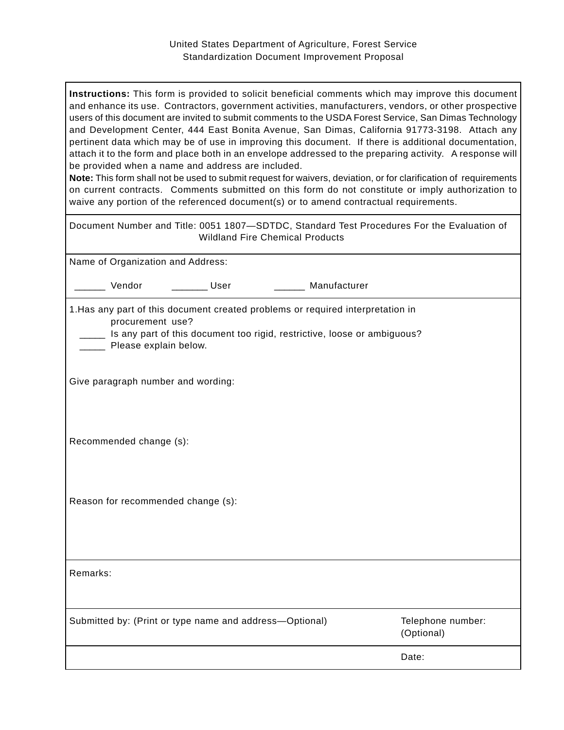United States Department of Agriculture, Forest Service
Standardization Document Improvement Proposal

**Instructions:** This form is provided to solicit beneficial comments which may improve this document and enhance its use. Contractors, government activities, manufacturers, vendors, or other prospective users of this document are invited to submit comments to the USDA Forest Service, San Dimas Technology and Development Center, 444 East Bonita Avenue, San Dimas, California 91773-3198. Attach any pertinent data which may be of use in improving this document. If there is additional documentation, attach it to the form and place both in an envelope addressed to the preparing activity. A response will be provided when a name and address are included.

**Note:** This form shall not be used to submit request for waivers, deviation, or for clarification of requirements on current contracts. Comments submitted on this form do not constitute or imply authorization to waive any portion of the referenced document(s) or to amend contractual requirements.

Document Number and Title: 0051 1807—SDTDC, Standard Test Procedures For the Evaluation of Wildland Fire Chemical Products

Name of Organization and Address:

______ Vendor ______ User ______ Manufacturer

1.Has any part of this document created problems or required interpretation in procurement use?

_____ Is any part of this document too rigid, restrictive, loose or ambiguous?

_____ Please explain below.

Give paragraph number and wording:

Recommended change (s):

Reason for recommended change (s):

Remarks:

Submitted by: (Print or type name and address—Optional)

Telephone number: (Optional)

Date: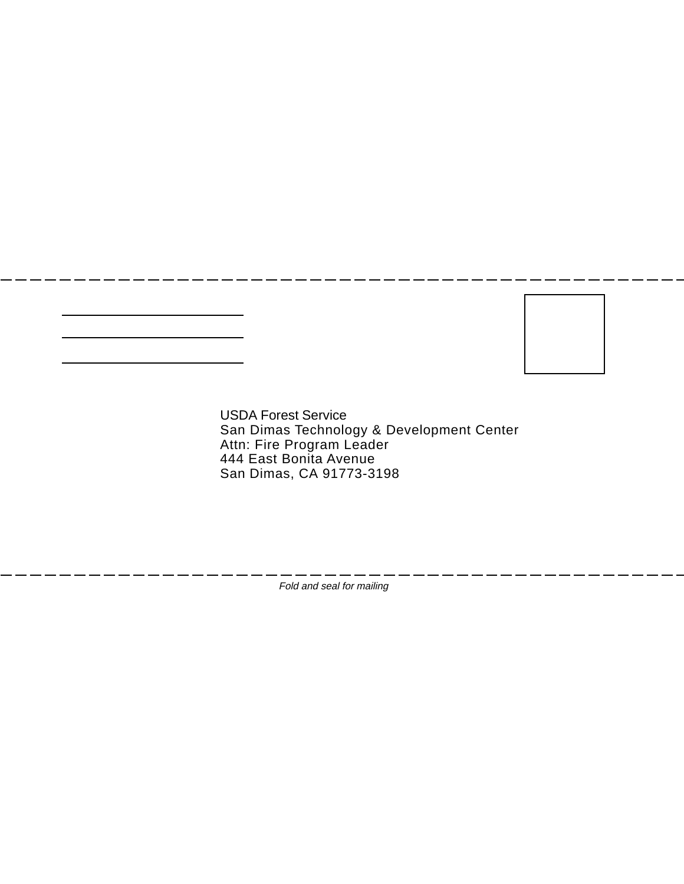USDA Forest Service
San Dimas Technology & Development Center
Attn: Fire Program Leader
444 East Bonita Avenue
San Dimas, CA 91773-3198

*Fold and seal for mailing*